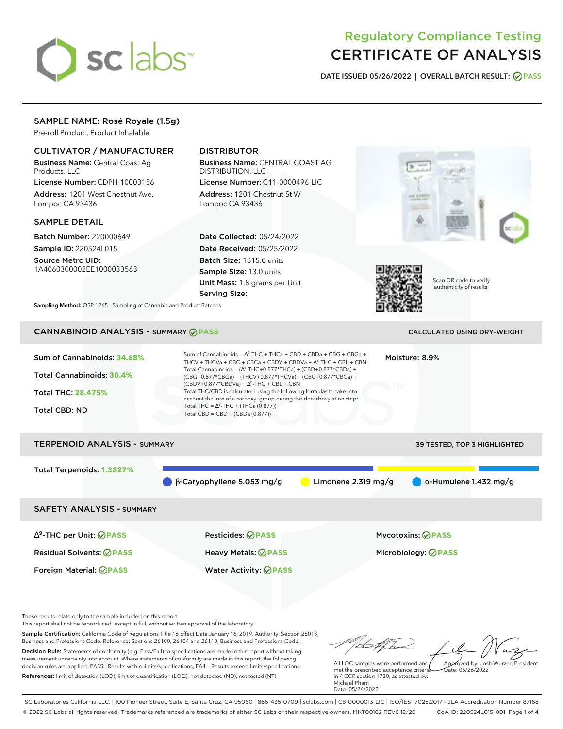# Regulatory Compliance Testing
# CERTIFICATE OF ANALYSIS

**DATE ISSUED 05/26/2022 | OVERALL BATCH RESULT: PASS**

## SAMPLE NAME: Rosé Royale (1.5g)

Pre-roll Product, Product Inhalable

### CULTIVATOR / MANUFACTURER

**Business Name:** Central Coast Ag Products, LLC
**License Number:** CDPH-10003156
**Address:** 1201 West Chestnut Ave. Lompoc CA 93436

### DISTRIBUTOR

**Business Name:** CENTRAL COAST AG DISTRIBUTION, LLC
**License Number:** C11-0000496-LIC
**Address:** 1201 Chestnut St W Lompoc CA 93436

### SAMPLE DETAIL

**Batch Number:** 220000649
**Sample ID:** 220524L015
**Source Metrc UID:** 1A4060300002EE1000033563

**Date Collected:** 05/24/2022
**Date Received:** 05/25/2022
**Batch Size:** 1815.0 units
**Sample Size:** 13.0 units
**Unit Mass:** 1.8 grams per Unit
**Serving Size:**

Scan QR code to verify authenticity of results.

**Sampling Method:** QSP 1265 - Sampling of Cannabis and Product Batches

## CANNABINOID ANALYSIS - SUMMARY PASS

CALCULATED USING DRY-WEIGHT

**Sum of Cannabinoids:** 34.68%
**Total Cannabinoids:** 30.4%
**Total THC:** 28.475%
**Total CBD:** ND

Sum of Cannabinoids = $\Delta^9$-THC + THCa + CBD + CBDa + CBG + CBGa + THCV + THCVa + CBC + CBCa + CBDV + CBDVa + $\Delta^8$-THC + CBL + CBN
Total Cannabinoids = ($\Delta^9$-THC+0.877*THCa) + (CBD+0.877*CBDa) + (CBG+0.877*CBGa) + (THCV+0.877*THCVa) + (CBC+0.877*CBCa) + (CBDV+0.877*CBDVa) + $\Delta^8$-THC + CBL + CBN
Total THC/CBD is calculated using the following formulas to take into account the loss of a carboxyl group during the decarboxylation step:
Total THC = $\Delta^9$-THC + (THCa (0.877))
Total CBD = CBD + (CBDa (0.877))

**Moisture:** 8.9%

## TERPENOID ANALYSIS - SUMMARY

39 TESTED, TOP 3 HIGHLIGHTED

**Total Terpenoids:** 1.3827%

- β-Caryophyllene 5.053 mg/g
- Limonene 2.319 mg/g
- α-Humulene 1.432 mg/g

## SAFETY ANALYSIS - SUMMARY

| | | |
|---|---|---|
| $\Delta^9$-THC per Unit: PASS | Pesticides: PASS | Mycotoxins: PASS |
| Residual Solvents: PASS | Heavy Metals: PASS | Microbiology: PASS |
| Foreign Material: PASS | Water Activity: PASS | |

These results relate only to the sample included on this report.
This report shall not be reproduced, except in full, without written approval of the laboratory.

**Sample Certification:** California Code of Regulations Title 16 Effect Date January 16, 2019. Authority: Section 26013, Business and Professions Code. Reference: Sections 26100, 26104 and 26110, Business and Professions Code.

**Decision Rule:** Statements of conformity (e.g. Pass/Fail) to specifications are made in this report without taking measurement uncertainty into account. Where statements of conformity are made in this report, the following decision rules are applied: PASS - Results within limits/specifications, FAIL - Results exceed limits/specifications.

**References:** limit of detection (LOD), limit of quantification (LOQ), not detected (ND), not tested (NT)

All LQC samples were performed and met the prescribed acceptance criteria in 4 CCR section 1730, as attested by: Michael Pham
Date: 05/26/2022

Approved by: Josh Wurzer, President
Date: 05/26/2022

SC Laboratories California LLC. | 100 Pioneer Street, Suite E, Santa Cruz, CA 95060 | 866-435-0709 | sclabs.com | C8-0000013-LIC | ISO/IES 17025:2017 PJLA Accreditation Number 87168
© 2022 SC Labs all rights reserved. Trademarks referenced are trademarks of either SC Labs or their respective owners. MKT00162 REV6 12/20 CoA ID: 220524L015-001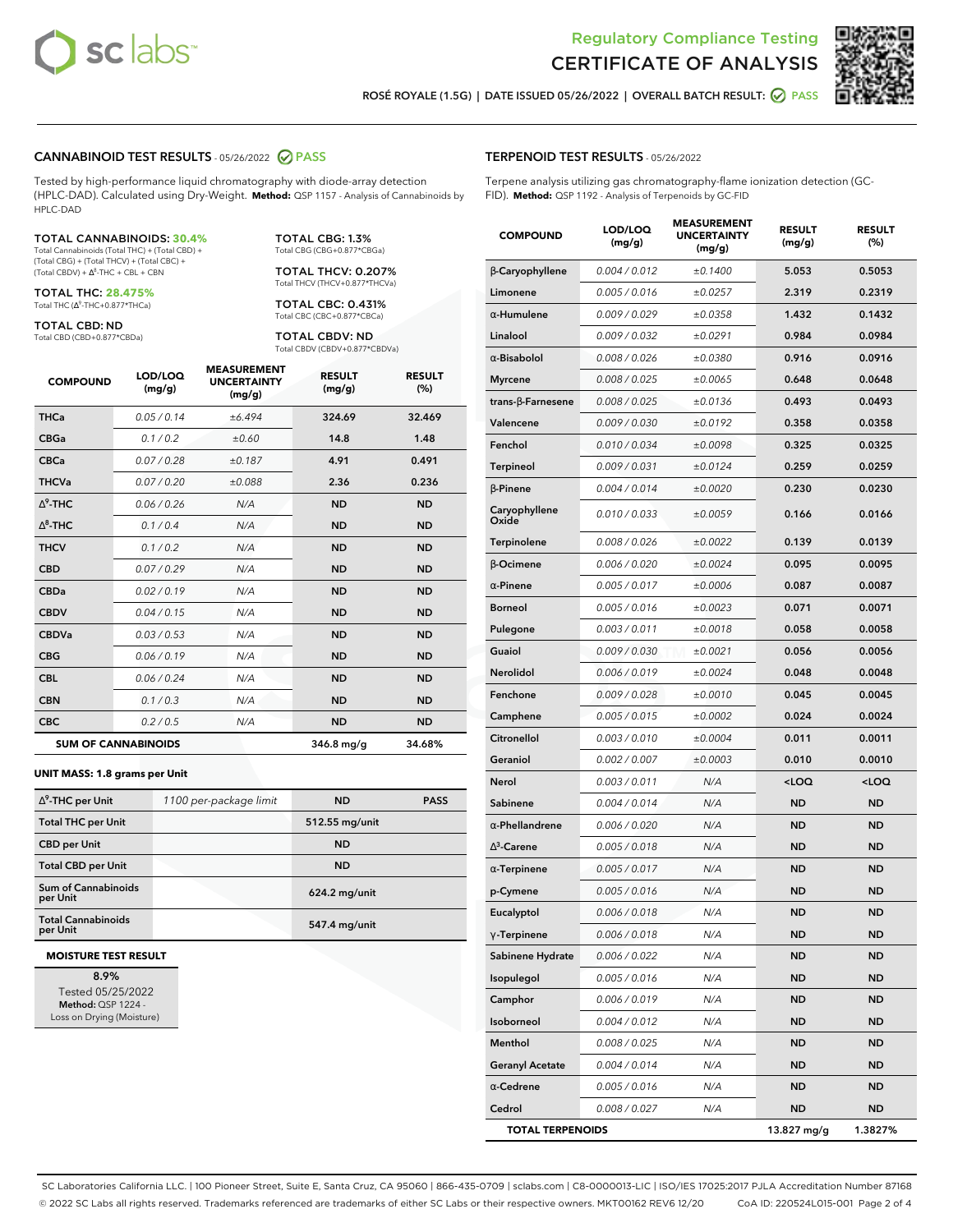# Regulatory Compliance Testing
# CERTIFICATE OF ANALYSIS

ROSÉ ROYALE (1.5G) | DATE ISSUED 05/26/2022 | OVERALL BATCH RESULT: PASS

## CANNABINOID TEST RESULTS - 05/26/2022 PASS

Tested by high-performance liquid chromatography with diode-array detection (HPLC-DAD). Calculated using Dry-Weight. **Method:** QSP 1157 - Analysis of Cannabinoids by HPLC-DAD

**TOTAL CANNABINOIDS: 30.4%**
Total Cannabinoids (Total THC) + (Total CBD) + (Total CBG) + (Total THCV) + (Total CBC) + (Total CBDV) + $\Delta^8$-THC + CBL + CBN

**TOTAL THC: 28.475%**
Total THC ($\Delta^9$-THC+0.877*THCa)

**TOTAL CBD: ND**
Total CBD (CBD+0.877*CBDa)

**TOTAL CBG: 1.3%**
Total CBG (CBG+0.877*CBGa)

**TOTAL THCV: 0.207%**
Total THCV (THCV+0.877*THCVa)

**TOTAL CBC: 0.431%**
Total CBC (CBC+0.877*CBCa)

**TOTAL CBDV: ND**
Total CBDV (CBDV+0.877*CBDVa)

| COMPOUND | LOD/LOQ (mg/g) | MEASUREMENT UNCERTAINTY (mg/g) | RESULT (mg/g) | RESULT (%) |
|---|---|---|---|---|
| THCa | 0.05 / 0.14 | ±6.494 | 324.69 | 32.469 |
| CBGa | 0.1 / 0.2 | ±0.60 | 14.8 | 1.48 |
| CBCa | 0.07 / 0.28 | ±0.187 | 4.91 | 0.491 |
| THCVa | 0.07 / 0.20 | ±0.088 | 2.36 | 0.236 |
| $\Delta^9$-THC | 0.06 / 0.26 | N/A | ND | ND |
| $\Delta^8$-THC | 0.1 / 0.4 | N/A | ND | ND |
| THCV | 0.1 / 0.2 | N/A | ND | ND |
| CBD | 0.07 / 0.29 | N/A | ND | ND |
| CBDa | 0.02 / 0.19 | N/A | ND | ND |
| CBDV | 0.04 / 0.15 | N/A | ND | ND |
| CBDVa | 0.03 / 0.53 | N/A | ND | ND |
| CBG | 0.06 / 0.19 | N/A | ND | ND |
| CBL | 0.06 / 0.24 | N/A | ND | ND |
| CBN | 0.1 / 0.3 | N/A | ND | ND |
| CBC | 0.2 / 0.5 | N/A | ND | ND |
| **SUM OF CANNABINOIDS** | | | 346.8 mg/g | 34.68% |

### UNIT MASS: 1.8 grams per Unit

| | | | |
|---|---|---|---|
| $\Delta^9$-THC per Unit | 1100 per-package limit | ND | PASS |
| Total THC per Unit | | 512.55 mg/unit | |
| CBD per Unit | | ND | |
| Total CBD per Unit | | ND | |
| Sum of Cannabinoids per Unit | | 624.2 mg/unit | |
| Total Cannabinoids per Unit | | 547.4 mg/unit | |

### MOISTURE TEST RESULT

8.9%
Tested 05/25/2022
**Method:** QSP 1224 - Loss on Drying (Moisture)

## TERPENOID TEST RESULTS - 05/26/2022

Terpene analysis utilizing gas chromatography-flame ionization detection (GC-FID). **Method:** QSP 1192 - Analysis of Terpenoids by GC-FID

| COMPOUND | LOD/LOQ (mg/g) | MEASUREMENT UNCERTAINTY (mg/g) | RESULT (mg/g) | RESULT (%) |
|---|---|---|---|---|
| β-Caryophyllene | 0.004 / 0.012 | ±0.1400 | 5.053 | 0.5053 |
| Limonene | 0.005 / 0.016 | ±0.0257 | 2.319 | 0.2319 |
| α-Humulene | 0.009 / 0.029 | ±0.0358 | 1.432 | 0.1432 |
| Linalool | 0.009 / 0.032 | ±0.0291 | 0.984 | 0.0984 |
| α-Bisabolol | 0.008 / 0.026 | ±0.0380 | 0.916 | 0.0916 |
| Myrcene | 0.008 / 0.025 | ±0.0065 | 0.648 | 0.0648 |
| trans-β-Farnesene | 0.008 / 0.025 | ±0.0136 | 0.493 | 0.0493 |
| Valencene | 0.009 / 0.030 | ±0.0192 | 0.358 | 0.0358 |
| Fenchol | 0.010 / 0.034 | ±0.0098 | 0.325 | 0.0325 |
| Terpineol | 0.009 / 0.031 | ±0.0124 | 0.259 | 0.0259 |
| β-Pinene | 0.004 / 0.014 | ±0.0020 | 0.230 | 0.0230 |
| Caryophyllene Oxide | 0.010 / 0.033 | ±0.0059 | 0.166 | 0.0166 |
| Terpinolene | 0.008 / 0.026 | ±0.0022 | 0.139 | 0.0139 |
| β-Ocimene | 0.006 / 0.020 | ±0.0024 | 0.095 | 0.0095 |
| α-Pinene | 0.005 / 0.017 | ±0.0006 | 0.087 | 0.0087 |
| Borneol | 0.005 / 0.016 | ±0.0023 | 0.071 | 0.0071 |
| Pulegone | 0.003 / 0.011 | ±0.0018 | 0.058 | 0.0058 |
| Guaiol | 0.009 / 0.030 | ±0.0021 | 0.056 | 0.0056 |
| Nerolidol | 0.006 / 0.019 | ±0.0024 | 0.048 | 0.0048 |
| Fenchone | 0.009 / 0.028 | ±0.0010 | 0.045 | 0.0045 |
| Camphene | 0.005 / 0.015 | ±0.0002 | 0.024 | 0.0024 |
| Citronellol | 0.003 / 0.010 | ±0.0004 | 0.011 | 0.0011 |
| Geraniol | 0.002 / 0.007 | ±0.0003 | 0.010 | 0.0010 |
| Nerol | 0.003 / 0.011 | N/A | <LOQ | <LOQ |
| Sabinene | 0.004 / 0.014 | N/A | ND | ND |
| α-Phellandrene | 0.006 / 0.020 | N/A | ND | ND |
| $\Delta^3$-Carene | 0.005 / 0.018 | N/A | ND | ND |
| α-Terpinene | 0.005 / 0.017 | N/A | ND | ND |
| p-Cymene | 0.005 / 0.016 | N/A | ND | ND |
| Eucalyptol | 0.006 / 0.018 | N/A | ND | ND |
| γ-Terpinene | 0.006 / 0.018 | N/A | ND | ND |
| Sabinene Hydrate | 0.006 / 0.022 | N/A | ND | ND |
| Isopulegol | 0.005 / 0.016 | N/A | ND | ND |
| Camphor | 0.006 / 0.019 | N/A | ND | ND |
| Isoborneol | 0.004 / 0.012 | N/A | ND | ND |
| Menthol | 0.008 / 0.025 | N/A | ND | ND |
| Geranyl Acetate | 0.004 / 0.014 | N/A | ND | ND |
| α-Cedrene | 0.005 / 0.016 | N/A | ND | ND |
| Cedrol | 0.008 / 0.027 | N/A | ND | ND |
| **TOTAL TERPENOIDS** | | | 13.827 mg/g | 1.3827% |

SC Laboratories California LLC. | 100 Pioneer Street, Suite E, Santa Cruz, CA 95060 | 866-435-0709 | sclabs.com | C8-0000013-LIC | ISO/IES 17025:2017 PJLA Accreditation Number 87168
© 2022 SC Labs all rights reserved. Trademarks referenced are trademarks of either SC Labs or their respective owners. MKT00162 REV6 12/20 CoA ID: 220524L015-001